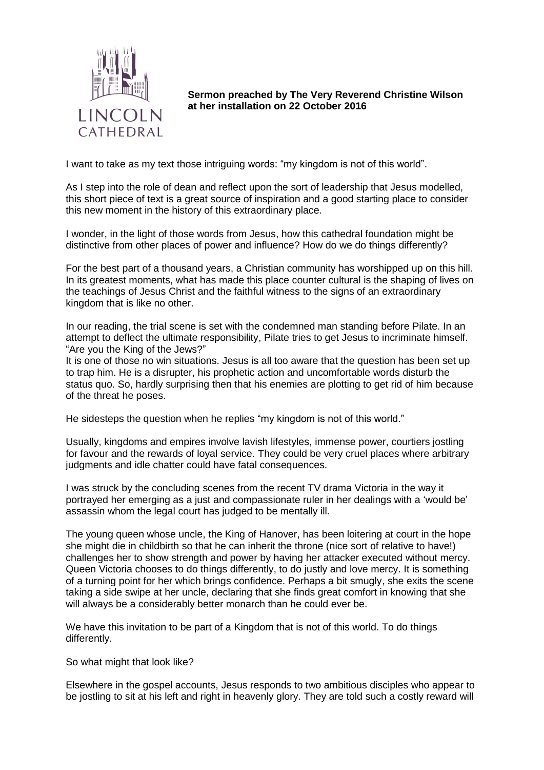**Sermon preached by The Very Reverend Christine Wilson at her installation on 22 October 2016**

I want to take as my text those intriguing words: "my kingdom is not of this world".

As I step into the role of dean and reflect upon the sort of leadership that Jesus modelled, this short piece of text is a great source of inspiration and a good starting place to consider this new moment in the history of this extraordinary place.

I wonder, in the light of those words from Jesus, how this cathedral foundation might be distinctive from other places of power and influence? How do we do things differently?

For the best part of a thousand years, a Christian community has worshipped up on this hill. In its greatest moments, what has made this place counter cultural is the shaping of lives on the teachings of Jesus Christ and the faithful witness to the signs of an extraordinary kingdom that is like no other.

In our reading, the trial scene is set with the condemned man standing before Pilate. In an attempt to deflect the ultimate responsibility, Pilate tries to get Jesus to incriminate himself. "Are you the King of the Jews?"
It is one of those no win situations. Jesus is all too aware that the question has been set up to trap him. He is a disrupter, his prophetic action and uncomfortable words disturb the status quo. So, hardly surprising then that his enemies are plotting to get rid of him because of the threat he poses.

He sidesteps the question when he replies "my kingdom is not of this world."

Usually, kingdoms and empires involve lavish lifestyles, immense power, courtiers jostling for favour and the rewards of loyal service. They could be very cruel places where arbitrary judgments and idle chatter could have fatal consequences.

I was struck by the concluding scenes from the recent TV drama Victoria in the way it portrayed her emerging as a just and compassionate ruler in her dealings with a 'would be' assassin whom the legal court has judged to be mentally ill.

The young queen whose uncle, the King of Hanover, has been loitering at court in the hope she might die in childbirth so that he can inherit the throne (nice sort of relative to have!) challenges her to show strength and power by having her attacker executed without mercy. Queen Victoria chooses to do things differently, to do justly and love mercy. It is something of a turning point for her which brings confidence. Perhaps a bit smugly, she exits the scene taking a side swipe at her uncle, declaring that she finds great comfort in knowing that she will always be a considerably better monarch than he could ever be.

We have this invitation to be part of a Kingdom that is not of this world. To do things differently.

So what might that look like?

Elsewhere in the gospel accounts, Jesus responds to two ambitious disciples who appear to be jostling to sit at his left and right in heavenly glory. They are told such a costly reward will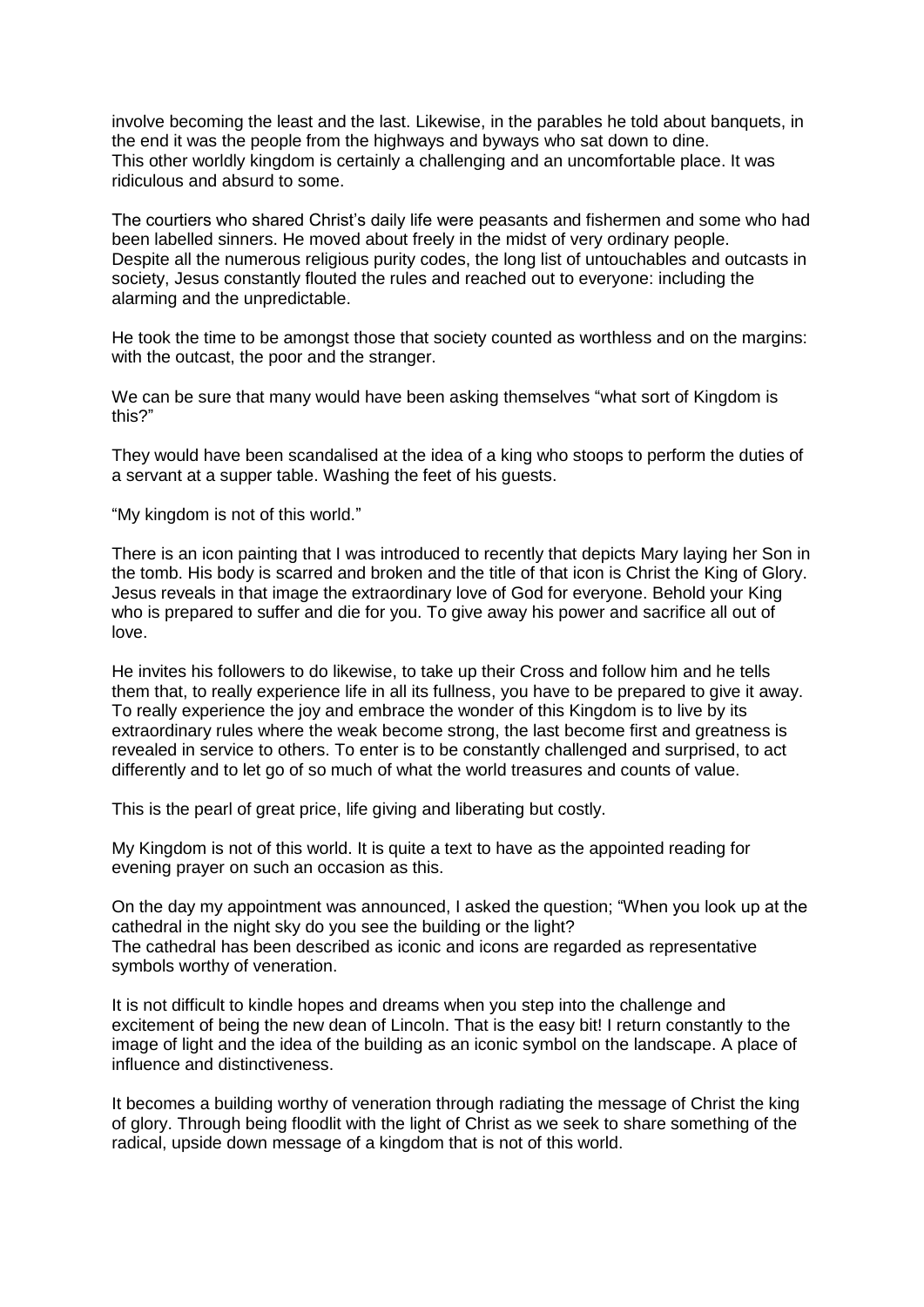involve becoming the least and the last. Likewise, in the parables he told about banquets, in the end it was the people from the highways and byways who sat down to dine.
This other worldly kingdom is certainly a challenging and an uncomfortable place. It was ridiculous and absurd to some.

The courtiers who shared Christ's daily life were peasants and fishermen and some who had been labelled sinners. He moved about freely in the midst of very ordinary people.
Despite all the numerous religious purity codes, the long list of untouchables and outcasts in society, Jesus constantly flouted the rules and reached out to everyone: including the alarming and the unpredictable.

He took the time to be amongst those that society counted as worthless and on the margins: with the outcast, the poor and the stranger.

We can be sure that many would have been asking themselves "what sort of Kingdom is this?"

They would have been scandalised at the idea of a king who stoops to perform the duties of a servant at a supper table. Washing the feet of his guests.

"My kingdom is not of this world."

There is an icon painting that I was introduced to recently that depicts Mary laying her Son in the tomb. His body is scarred and broken and the title of that icon is Christ the King of Glory. Jesus reveals in that image the extraordinary love of God for everyone. Behold your King who is prepared to suffer and die for you. To give away his power and sacrifice all out of love.

He invites his followers to do likewise, to take up their Cross and follow him and he tells them that, to really experience life in all its fullness, you have to be prepared to give it away. To really experience the joy and embrace the wonder of this Kingdom is to live by its extraordinary rules where the weak become strong, the last become first and greatness is revealed in service to others. To enter is to be constantly challenged and surprised, to act differently and to let go of so much of what the world treasures and counts of value.

This is the pearl of great price, life giving and liberating but costly.

My Kingdom is not of this world. It is quite a text to have as the appointed reading for evening prayer on such an occasion as this.

On the day my appointment was announced, I asked the question; "When you look up at the cathedral in the night sky do you see the building or the light?
The cathedral has been described as iconic and icons are regarded as representative symbols worthy of veneration.

It is not difficult to kindle hopes and dreams when you step into the challenge and excitement of being the new dean of Lincoln. That is the easy bit! I return constantly to the image of light and the idea of the building as an iconic symbol on the landscape. A place of influence and distinctiveness.

It becomes a building worthy of veneration through radiating the message of Christ the king of glory. Through being floodlit with the light of Christ as we seek to share something of the radical, upside down message of a kingdom that is not of this world.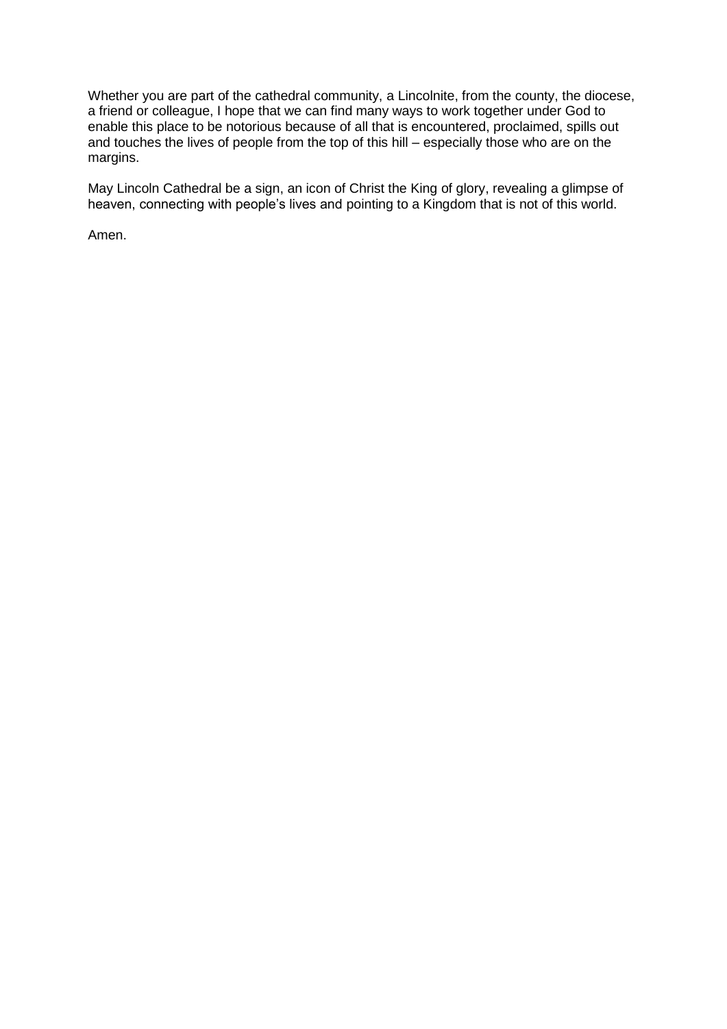Whether you are part of the cathedral community, a Lincolnite, from the county, the diocese, a friend or colleague, I hope that we can find many ways to work together under God to enable this place to be notorious because of all that is encountered, proclaimed, spills out and touches the lives of people from the top of this hill – especially those who are on the margins.

May Lincoln Cathedral be a sign, an icon of Christ the King of glory, revealing a glimpse of heaven, connecting with people's lives and pointing to a Kingdom that is not of this world.

Amen.